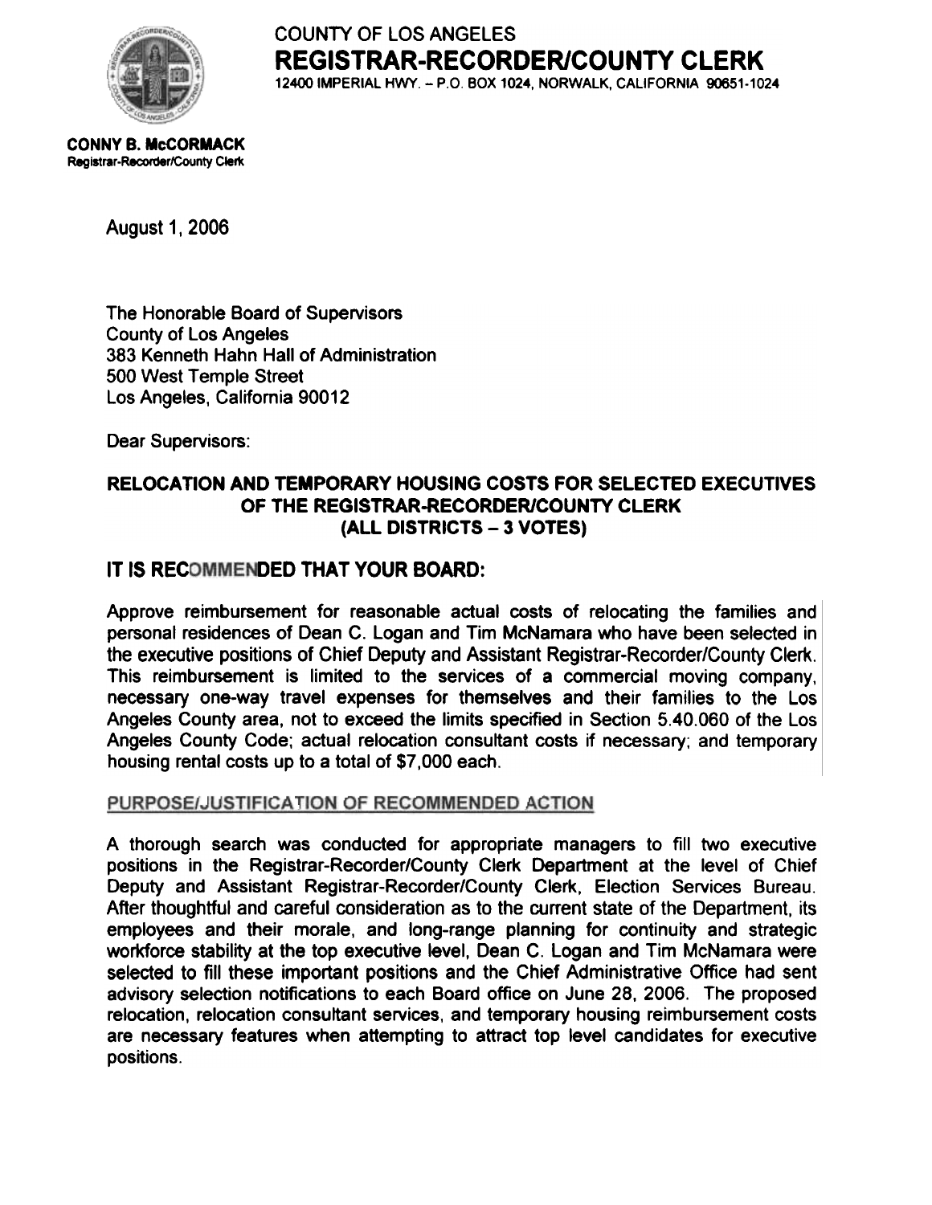COUNTY OF LOS ANGELES

# REGISTRAR-RECORDER/COUNTY CLERK

12400 IMPERIAL HWY. – P.O. BOX 1024, NORWALK, CALIFORNIA 90651-1024

**CONNY B. McCORMACK**
Registrar-Recorder/County Clerk

August 1, 2006

The Honorable Board of Supervisors
County of Los Angeles
383 Kenneth Hahn Hall of Administration
500 West Temple Street
Los Angeles, California 90012

Dear Supervisors:

**RELOCATION AND TEMPORARY HOUSING COSTS FOR SELECTED EXECUTIVES OF THE REGISTRAR-RECORDER/COUNTY CLERK (ALL DISTRICTS – 3 VOTES)**

## IT IS RECOMMENDED THAT YOUR BOARD:

Approve reimbursement for reasonable actual costs of relocating the families and personal residences of Dean C. Logan and Tim McNamara who have been selected in the executive positions of Chief Deputy and Assistant Registrar-Recorder/County Clerk. This reimbursement is limited to the services of a commercial moving company, necessary one-way travel expenses for themselves and their families to the Los Angeles County area, not to exceed the limits specified in Section 5.40.060 of the Los Angeles County Code; actual relocation consultant costs if necessary; and temporary housing rental costs up to a total of $7,000 each.

### PURPOSE/JUSTIFICATION OF RECOMMENDED ACTION

A thorough search was conducted for appropriate managers to fill two executive positions in the Registrar-Recorder/County Clerk Department at the level of Chief Deputy and Assistant Registrar-Recorder/County Clerk, Election Services Bureau. After thoughtful and careful consideration as to the current state of the Department, its employees and their morale, and long-range planning for continuity and strategic workforce stability at the top executive level, Dean C. Logan and Tim McNamara were selected to fill these important positions and the Chief Administrative Office had sent advisory selection notifications to each Board office on June 28, 2006. The proposed relocation, relocation consultant services, and temporary housing reimbursement costs are necessary features when attempting to attract top level candidates for executive positions.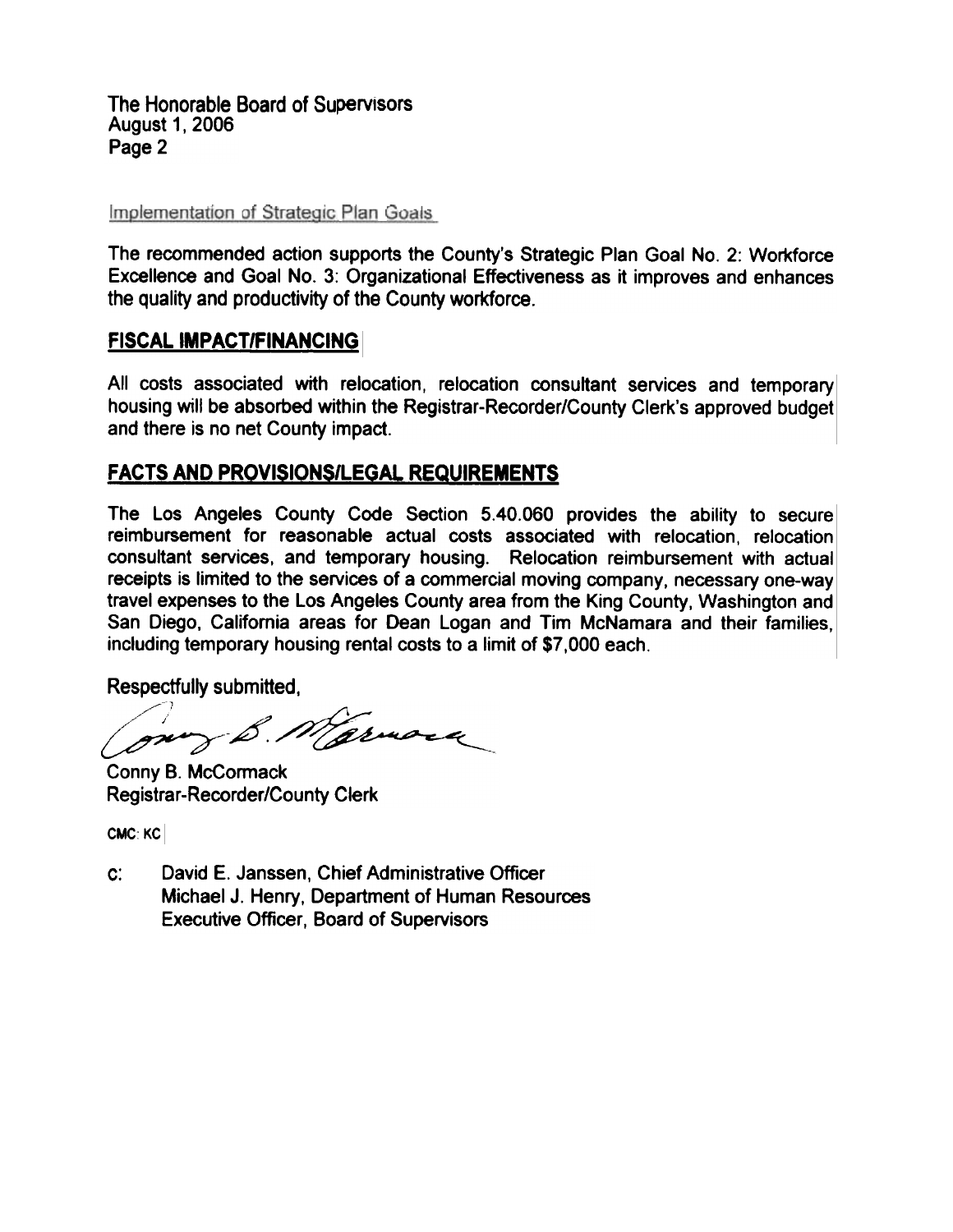The Honorable Board of Supervisors
August 1, 2006
Page 2

Implementation of Strategic Plan Goals

The recommended action supports the County's Strategic Plan Goal No. 2: Workforce Excellence and Goal No. 3: Organizational Effectiveness as it improves and enhances the quality and productivity of the County workforce.

## FISCAL IMPACT/FINANCING

All costs associated with relocation, relocation consultant services and temporary housing will be absorbed within the Registrar-Recorder/County Clerk's approved budget and there is no net County impact.

## FACTS AND PROVISIONS/LEGAL REQUIREMENTS

The Los Angeles County Code Section 5.40.060 provides the ability to secure reimbursement for reasonable actual costs associated with relocation, relocation consultant services, and temporary housing. Relocation reimbursement with actual receipts is limited to the services of a commercial moving company, necessary one-way travel expenses to the Los Angeles County area from the King County, Washington and San Diego, California areas for Dean Logan and Tim McNamara and their families, including temporary housing rental costs to a limit of $7,000 each.

Respectfully submitted,

Conny B. McCormack
Registrar-Recorder/County Clerk

CMC: KC

c: David E. Janssen, Chief Administrative Officer
Michael J. Henry, Department of Human Resources
Executive Officer, Board of Supervisors